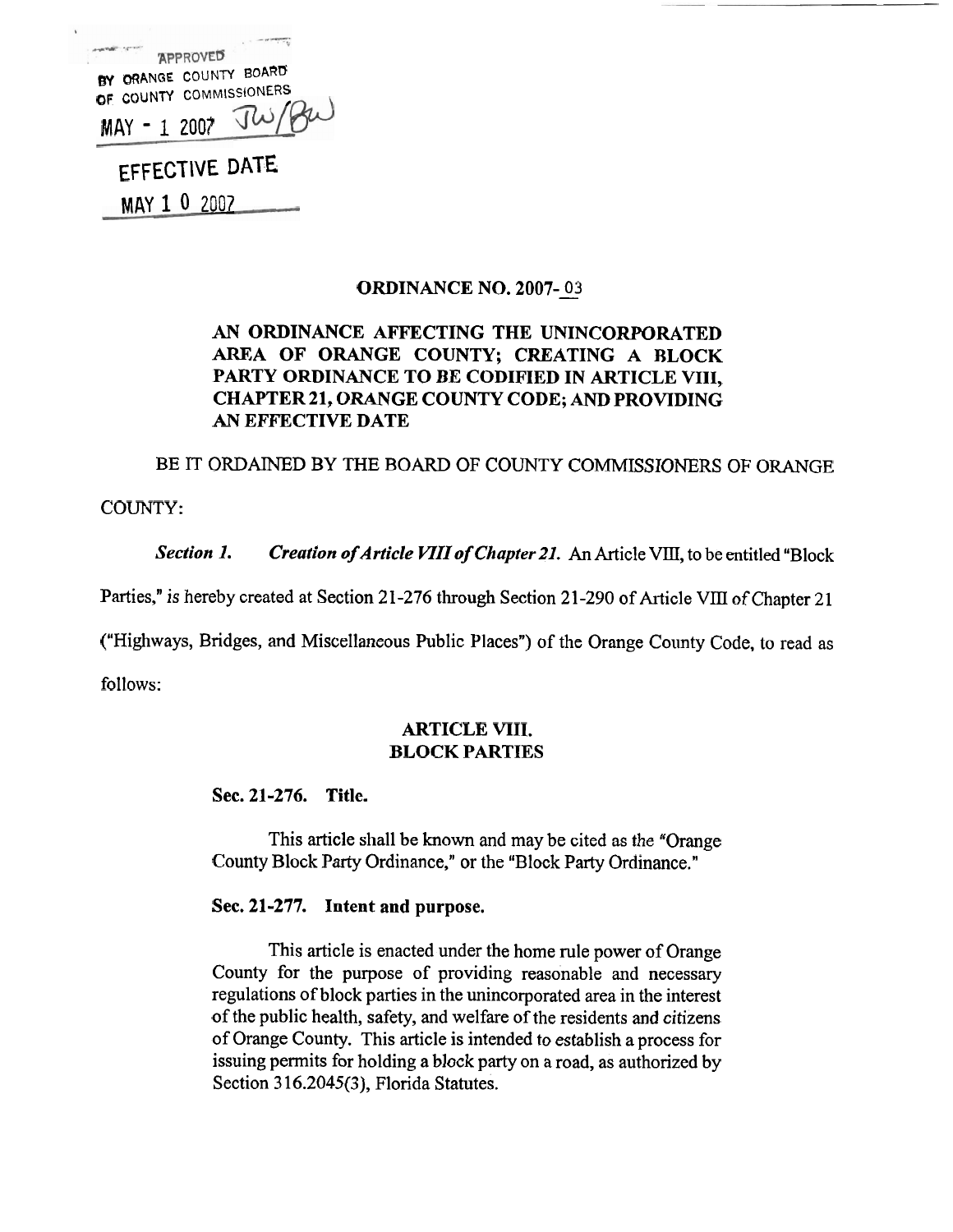APPROVED
BY ORANGE COUNTY BOARD
OF COUNTY COMMISSIONERS
MAY - 1 2007 JW/BW

EFFECTIVE DATE
MAY 1 0 2007

**ORDINANCE NO. 2007-03**

**AN ORDINANCE AFFECTING THE UNINCORPORATED AREA OF ORANGE COUNTY; CREATING A BLOCK PARTY ORDINANCE TO BE CODIFIED IN ARTICLE VIII, CHAPTER 21, ORANGE COUNTY CODE; AND PROVIDING AN EFFECTIVE DATE**

BE IT ORDAINED BY THE BOARD OF COUNTY COMMISSIONERS OF ORANGE COUNTY:

***Section 1. Creation of Article VIII of Chapter 21.*** An Article VIII, to be entitled "Block Parties," is hereby created at Section 21-276 through Section 21-290 of Article VIII of Chapter 21 ("Highways, Bridges, and Miscellaneous Public Places") of the Orange County Code, to read as follows:

**ARTICLE VIII.**
**BLOCK PARTIES**

**Sec. 21-276. Title.**

This article shall be known and may be cited as the "Orange County Block Party Ordinance," or the "Block Party Ordinance."

**Sec. 21-277. Intent and purpose.**

This article is enacted under the home rule power of Orange County for the purpose of providing reasonable and necessary regulations of block parties in the unincorporated area in the interest of the public health, safety, and welfare of the residents and citizens of Orange County. This article is intended to establish a process for issuing permits for holding a block party on a road, as authorized by Section 316.2045(3), Florida Statutes.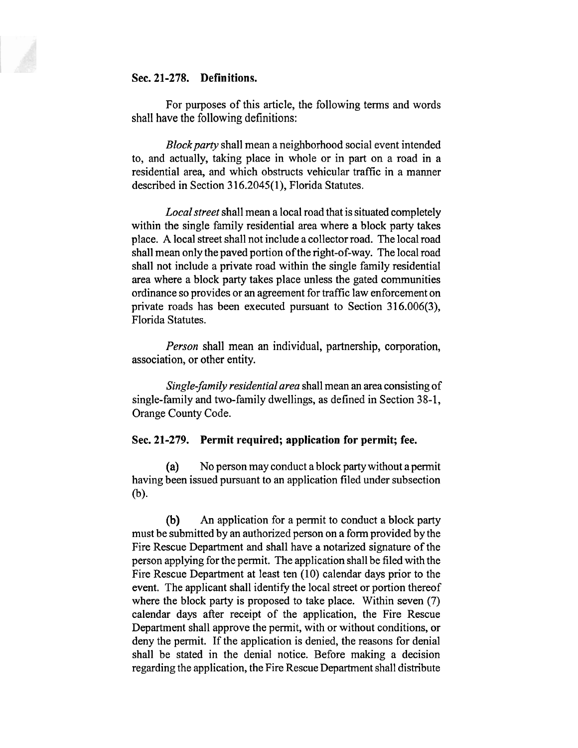**Sec. 21-278. Definitions.**

For purposes of this article, the following terms and words shall have the following definitions:

*Block party* shall mean a neighborhood social event intended to, and actually, taking place in whole or in part on a road in a residential area, and which obstructs vehicular traffic in a manner described in Section 316.2045(1), Florida Statutes.

*Local street* shall mean a local road that is situated completely within the single family residential area where a block party takes place. A local street shall not include a collector road. The local road shall mean only the paved portion of the right-of-way. The local road shall not include a private road within the single family residential area where a block party takes place unless the gated communities ordinance so provides or an agreement for traffic law enforcement on private roads has been executed pursuant to Section 316.006(3), Florida Statutes.

*Person* shall mean an individual, partnership, corporation, association, or other entity.

*Single-family residential area* shall mean an area consisting of single-family and two-family dwellings, as defined in Section 38-1, Orange County Code.

**Sec. 21-279. Permit required; application for permit; fee.**

**(a)** No person may conduct a block party without a permit having been issued pursuant to an application filed under subsection (b).

**(b)** An application for a permit to conduct a block party must be submitted by an authorized person on a form provided by the Fire Rescue Department and shall have a notarized signature of the person applying for the permit. The application shall be filed with the Fire Rescue Department at least ten (10) calendar days prior to the event. The applicant shall identify the local street or portion thereof where the block party is proposed to take place. Within seven (7) calendar days after receipt of the application, the Fire Rescue Department shall approve the permit, with or without conditions, or deny the permit. If the application is denied, the reasons for denial shall be stated in the denial notice. Before making a decision regarding the application, the Fire Rescue Department shall distribute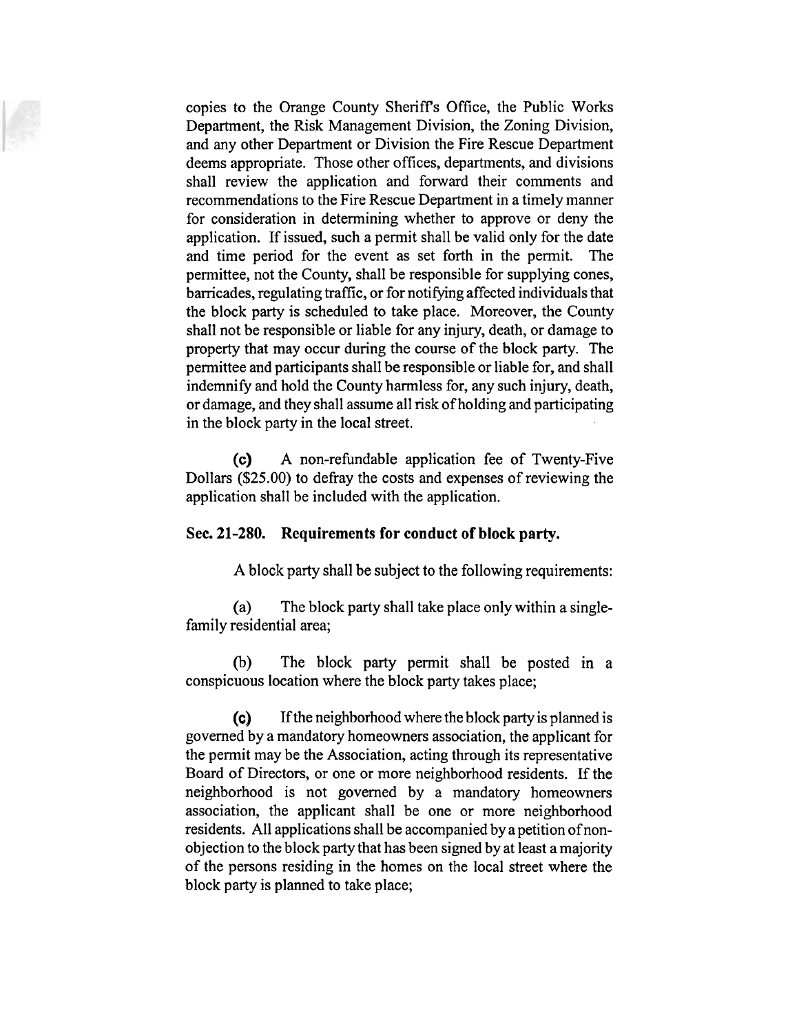copies to the Orange County Sheriff's Office, the Public Works Department, the Risk Management Division, the Zoning Division, and any other Department or Division the Fire Rescue Department deems appropriate. Those other offices, departments, and divisions shall review the application and forward their comments and recommendations to the Fire Rescue Department in a timely manner for consideration in determining whether to approve or deny the application. If issued, such a permit shall be valid only for the date and time period for the event as set forth in the permit. The permittee, not the County, shall be responsible for supplying cones, barricades, regulating traffic, or for notifying affected individuals that the block party is scheduled to take place. Moreover, the County shall not be responsible or liable for any injury, death, or damage to property that may occur during the course of the block party. The permittee and participants shall be responsible or liable for, and shall indemnify and hold the County harmless for, any such injury, death, or damage, and they shall assume all risk of holding and participating in the block party in the local street.

**(c)** A non-refundable application fee of Twenty-Five Dollars ($25.00) to defray the costs and expenses of reviewing the application shall be included with the application.

**Sec. 21-280. Requirements for conduct of block party.**

A block party shall be subject to the following requirements:

(a) The block party shall take place only within a single-family residential area;

(b) The block party permit shall be posted in a conspicuous location where the block party takes place;

**(c)** If the neighborhood where the block party is planned is governed by a mandatory homeowners association, the applicant for the permit may be the Association, acting through its representative Board of Directors, or one or more neighborhood residents. If the neighborhood is not governed by a mandatory homeowners association, the applicant shall be one or more neighborhood residents. All applications shall be accompanied by a petition of non-objection to the block party that has been signed by at least a majority of the persons residing in the homes on the local street where the block party is planned to take place;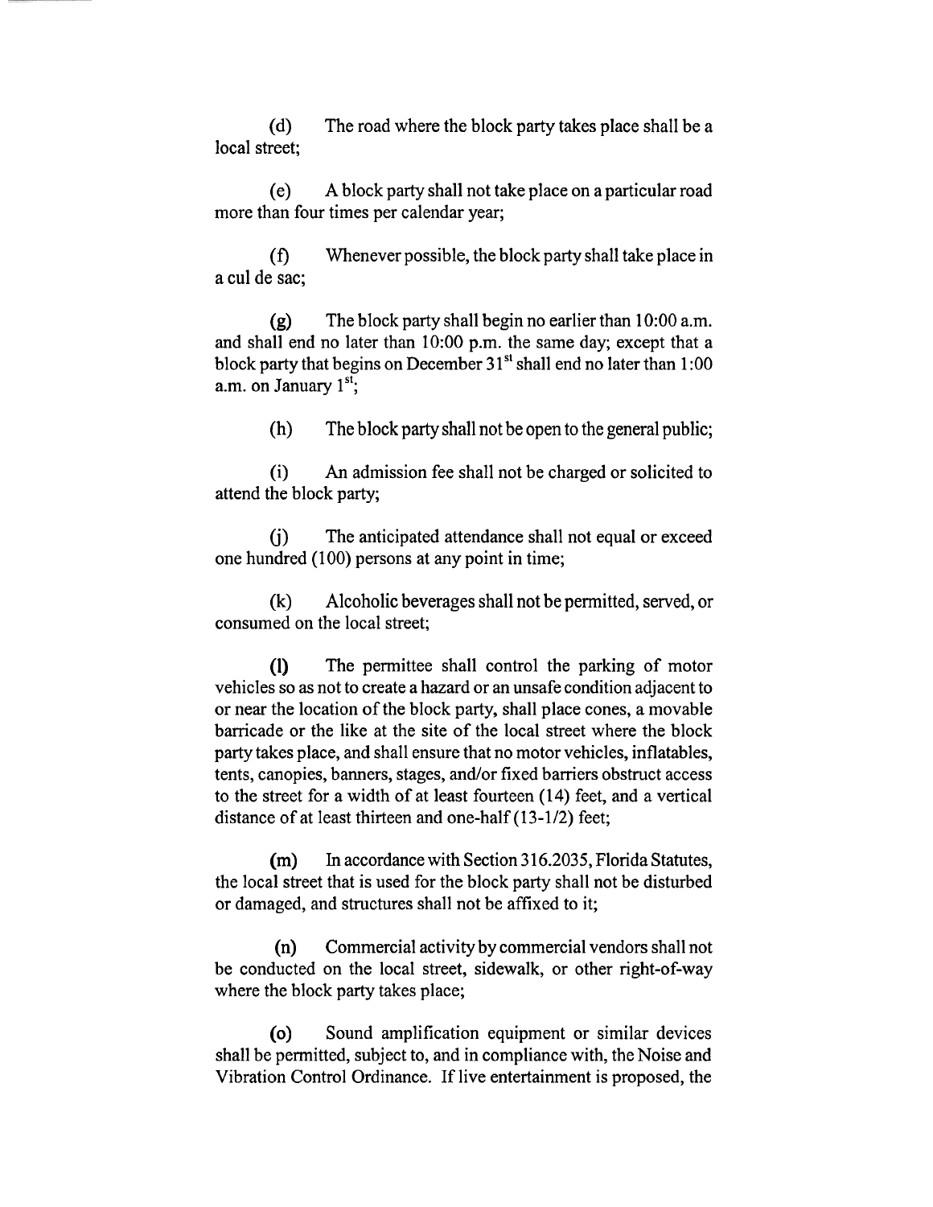(d) The road where the block party takes place shall be a local street;

(e) A block party shall not take place on a particular road more than four times per calendar year;

(f) Whenever possible, the block party shall take place in a cul de sac;

(g) The block party shall begin no earlier than 10:00 a.m. and shall end no later than 10:00 p.m. the same day; except that a block party that begins on December 31st shall end no later than 1:00 a.m. on January 1st;

(h) The block party shall not be open to the general public;

(i) An admission fee shall not be charged or solicited to attend the block party;

(j) The anticipated attendance shall not equal or exceed one hundred (100) persons at any point in time;

(k) Alcoholic beverages shall not be permitted, served, or consumed on the local street;

(l) The permittee shall control the parking of motor vehicles so as not to create a hazard or an unsafe condition adjacent to or near the location of the block party, shall place cones, a movable barricade or the like at the site of the local street where the block party takes place, and shall ensure that no motor vehicles, inflatables, tents, canopies, banners, stages, and/or fixed barriers obstruct access to the street for a width of at least fourteen (14) feet, and a vertical distance of at least thirteen and one-half (13-1/2) feet;

(m) In accordance with Section 316.2035, Florida Statutes, the local street that is used for the block party shall not be disturbed or damaged, and structures shall not be affixed to it;

(n) Commercial activity by commercial vendors shall not be conducted on the local street, sidewalk, or other right-of-way where the block party takes place;

(o) Sound amplification equipment or similar devices shall be permitted, subject to, and in compliance with, the Noise and Vibration Control Ordinance. If live entertainment is proposed, the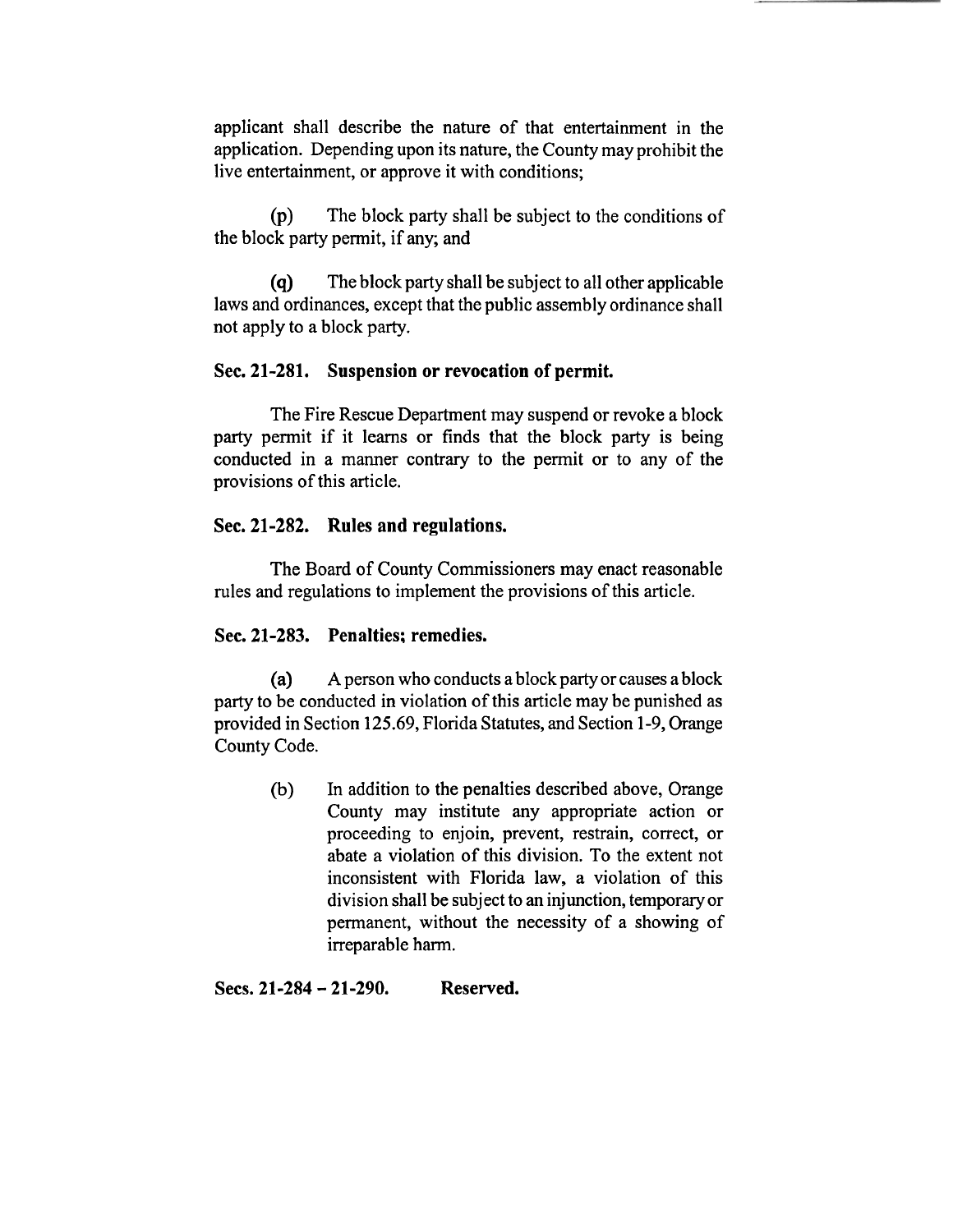applicant shall describe the nature of that entertainment in the application. Depending upon its nature, the County may prohibit the live entertainment, or approve it with conditions;

**(p)** The block party shall be subject to the conditions of the block party permit, if any; and

**(q)** The block party shall be subject to all other applicable laws and ordinances, except that the public assembly ordinance shall not apply to a block party.

**Sec. 21-281. Suspension or revocation of permit.**

The Fire Rescue Department may suspend or revoke a block party permit if it learns or finds that the block party is being conducted in a manner contrary to the permit or to any of the provisions of this article.

**Sec. 21-282. Rules and regulations.**

The Board of County Commissioners may enact reasonable rules and regulations to implement the provisions of this article.

**Sec. 21-283. Penalties; remedies.**

**(a)** A person who conducts a block party or causes a block party to be conducted in violation of this article may be punished as provided in Section 125.69, Florida Statutes, and Section 1-9, Orange County Code.

(b) In addition to the penalties described above, Orange County may institute any appropriate action or proceeding to enjoin, prevent, restrain, correct, or abate a violation of this division. To the extent not inconsistent with Florida law, a violation of this division shall be subject to an injunction, temporary or permanent, without the necessity of a showing of irreparable harm.

**Secs. 21-284 – 21-290. Reserved.**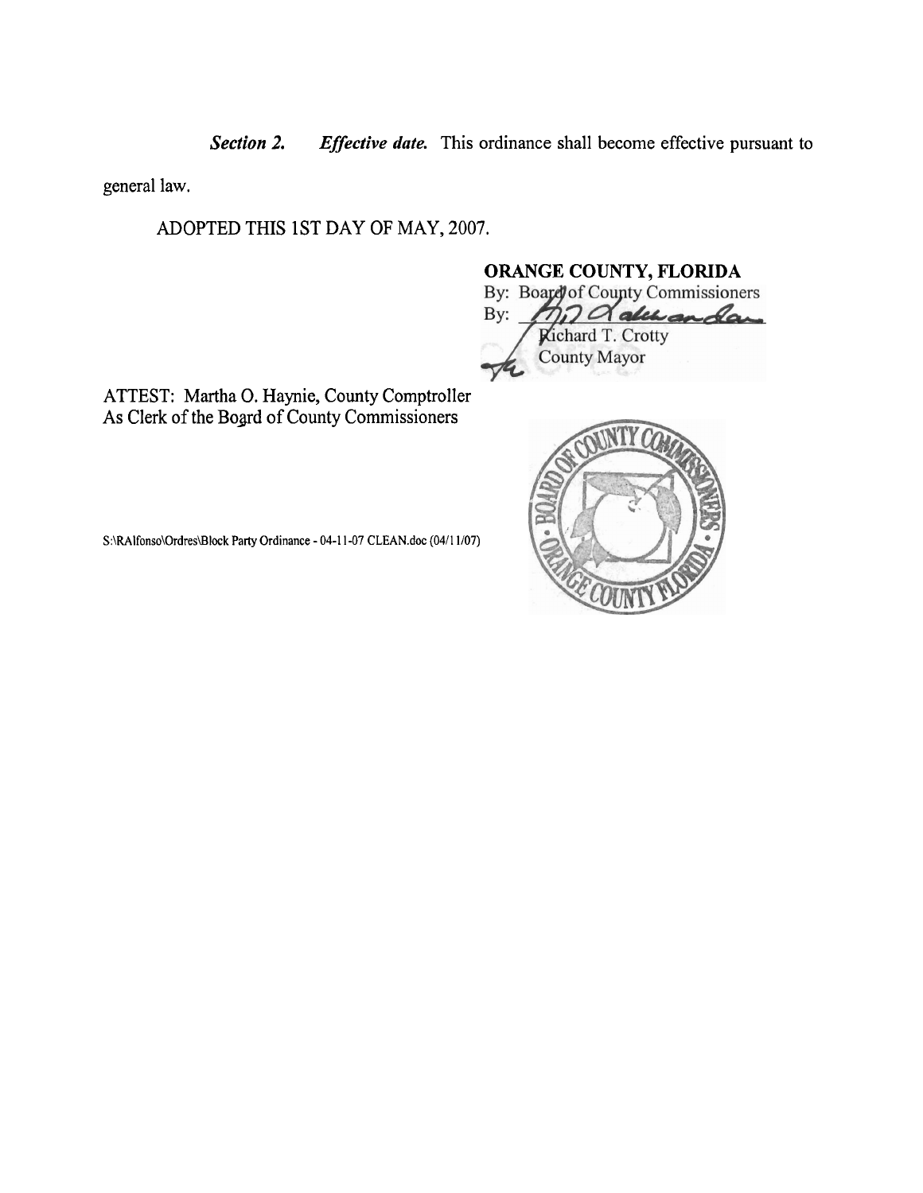***Section 2. Effective date.*** This ordinance shall become effective pursuant to general law.

ADOPTED THIS 1ST DAY OF MAY, 2007.

**ORANGE COUNTY, FLORIDA**
By: Board of County Commissioners
By: ______________________
Richard T. Crotty
County Mayor

ATTEST: Martha O. Haynie, County Comptroller
As Clerk of the Board of County Commissioners

S:\RAlfonso\Ordres\Block Party Ordinance - 04-11-07 CLEAN.doc (04/11/07)